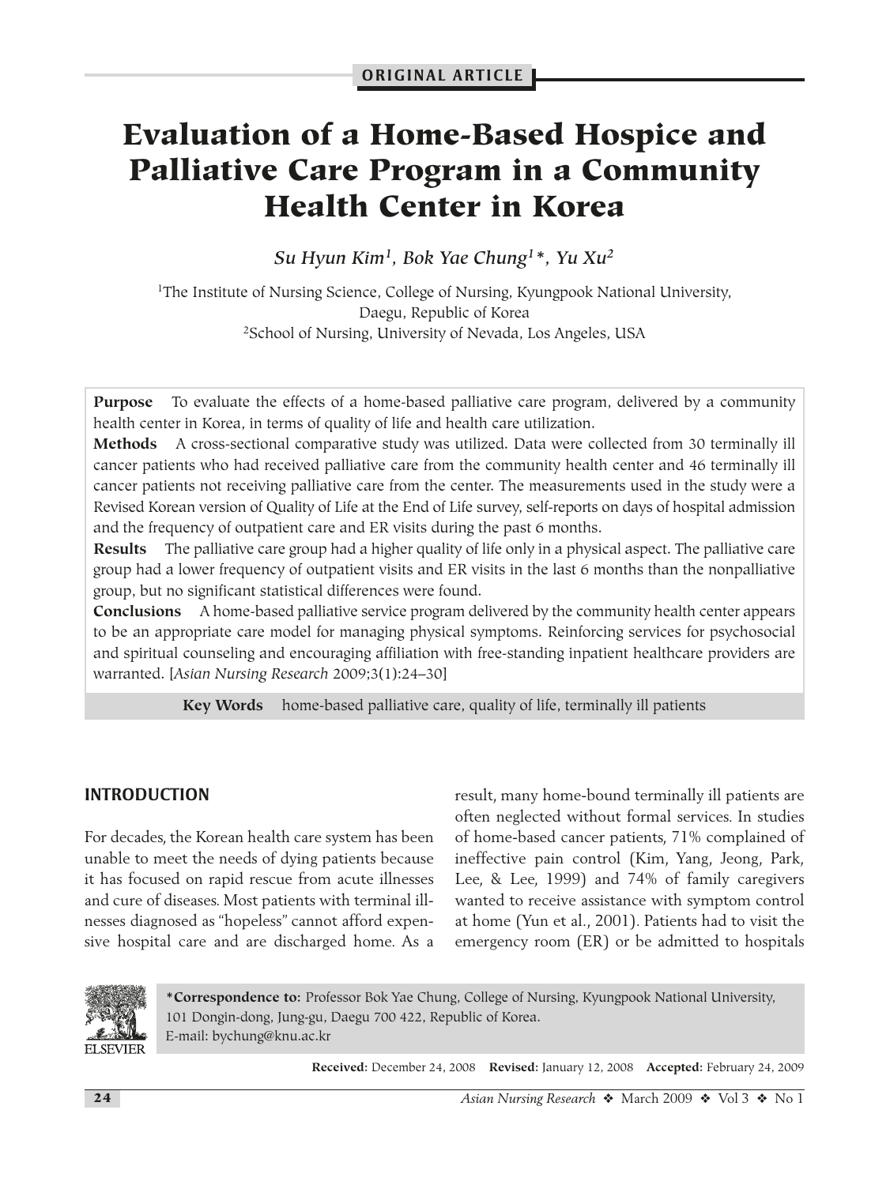ORIGINAL ARTICLE

# Evaluation of a Home-Based Hospice and Palliative Care Program in a Community Health Center in Korea

*Su Hyun Kim[1], Bok Yae Chung[1]*, Yu Xu[2]*

[1]The Institute of Nursing Science, College of Nursing, Kyungpook National University, Daegu, Republic of Korea
[2]School of Nursing, University of Nevada, Los Angeles, USA

**Purpose** To evaluate the effects of a home-based palliative care program, delivered by a community health center in Korea, in terms of quality of life and health care utilization.

**Methods** A cross-sectional comparative study was utilized. Data were collected from 30 terminally ill cancer patients who had received palliative care from the community health center and 46 terminally ill cancer patients not receiving palliative care from the center. The measurements used in the study were a Revised Korean version of Quality of Life at the End of Life survey, self-reports on days of hospital admission and the frequency of outpatient care and ER visits during the past 6 months.

**Results** The palliative care group had a higher quality of life only in a physical aspect. The palliative care group had a lower frequency of outpatient visits and ER visits in the last 6 months than the nonpalliative group, but no significant statistical differences were found.

**Conclusions** A home-based palliative service program delivered by the community health center appears to be an appropriate care model for managing physical symptoms. Reinforcing services for psychosocial and spiritual counseling and encouraging affiliation with free-standing inpatient healthcare providers are warranted. [*Asian Nursing Research* 2009;3(1):24–30]

**Key Words** home-based palliative care, quality of life, terminally ill patients

## INTRODUCTION

For decades, the Korean health care system has been unable to meet the needs of dying patients because it has focused on rapid rescue from acute illnesses and cure of diseases. Most patients with terminal illnesses diagnosed as "hopeless" cannot afford expensive hospital care and are discharged home. As a result, many home-bound terminally ill patients are often neglected without formal services. In studies of home-based cancer patients, 71% complained of ineffective pain control (Kim, Yang, Jeong, Park, Lee, & Lee, 1999) and 74% of family caregivers wanted to receive assistance with symptom control at home (Yun et al., 2001). Patients had to visit the emergency room (ER) or be admitted to hospitals

***Correspondence to:** Professor Bok Yae Chung, College of Nursing, Kyungpook National University, 101 Dongin-dong, Jung-gu, Daegu 700 422, Republic of Korea.
E-mail: bychung@knu.ac.kr

**Received:** December 24, 2008 **Revised:** January 12, 2008 **Accepted:** February 24, 2009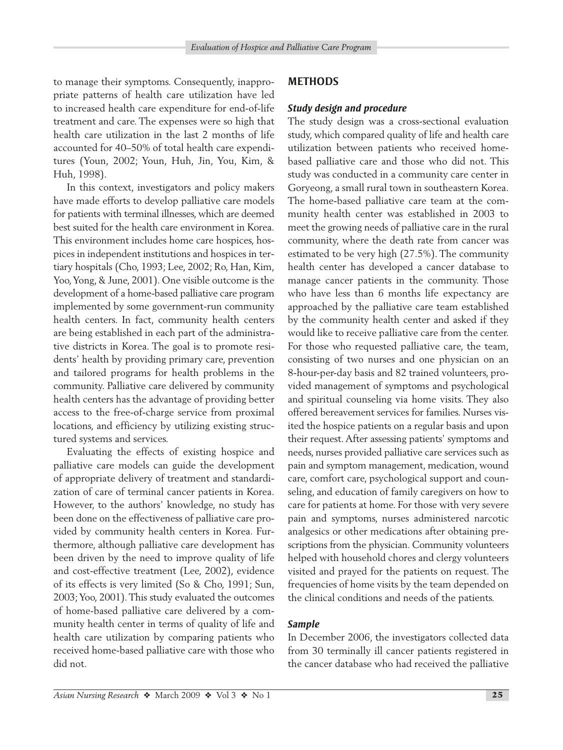to manage their symptoms. Consequently, inappropriate patterns of health care utilization have led to increased health care expenditure for end-of-life treatment and care. The expenses were so high that health care utilization in the last 2 months of life accounted for 40–50% of total health care expenditures (Youn, 2002; Youn, Huh, Jin, You, Kim, & Huh, 1998).

In this context, investigators and policy makers have made efforts to develop palliative care models for patients with terminal illnesses, which are deemed best suited for the health care environment in Korea. This environment includes home care hospices, hospices in independent institutions and hospices in tertiary hospitals (Cho, 1993; Lee, 2002; Ro, Han, Kim, Yoo, Yong, & June, 2001). One visible outcome is the development of a home-based palliative care program implemented by some government-run community health centers. In fact, community health centers are being established in each part of the administrative districts in Korea. The goal is to promote residents' health by providing primary care, prevention and tailored programs for health problems in the community. Palliative care delivered by community health centers has the advantage of providing better access to the free-of-charge service from proximal locations, and efficiency by utilizing existing structured systems and services.

Evaluating the effects of existing hospice and palliative care models can guide the development of appropriate delivery of treatment and standardization of care of terminal cancer patients in Korea. However, to the authors' knowledge, no study has been done on the effectiveness of palliative care provided by community health centers in Korea. Furthermore, although palliative care development has been driven by the need to improve quality of life and cost-effective treatment (Lee, 2002), evidence of its effects is very limited (So & Cho, 1991; Sun, 2003; Yoo, 2001). This study evaluated the outcomes of home-based palliative care delivered by a community health center in terms of quality of life and health care utilization by comparing patients who received home-based palliative care with those who did not.

## METHODS

### *Study design and procedure*

The study design was a cross-sectional evaluation study, which compared quality of life and health care utilization between patients who received home-based palliative care and those who did not. This study was conducted in a community care center in Goryeong, a small rural town in southeastern Korea. The home-based palliative care team at the community health center was established in 2003 to meet the growing needs of palliative care in the rural community, where the death rate from cancer was estimated to be very high (27.5%). The community health center has developed a cancer database to manage cancer patients in the community. Those who have less than 6 months life expectancy are approached by the palliative care team established by the community health center and asked if they would like to receive palliative care from the center. For those who requested palliative care, the team, consisting of two nurses and one physician on an 8-hour-per-day basis and 82 trained volunteers, provided management of symptoms and psychological and spiritual counseling via home visits. They also offered bereavement services for families. Nurses visited the hospice patients on a regular basis and upon their request. After assessing patients' symptoms and needs, nurses provided palliative care services such as pain and symptom management, medication, wound care, comfort care, psychological support and counseling, and education of family caregivers on how to care for patients at home. For those with very severe pain and symptoms, nurses administered narcotic analgesics or other medications after obtaining prescriptions from the physician. Community volunteers helped with household chores and clergy volunteers visited and prayed for the patients on request. The frequencies of home visits by the team depended on the clinical conditions and needs of the patients.

### *Sample*

In December 2006, the investigators collected data from 30 terminally ill cancer patients registered in the cancer database who had received the palliative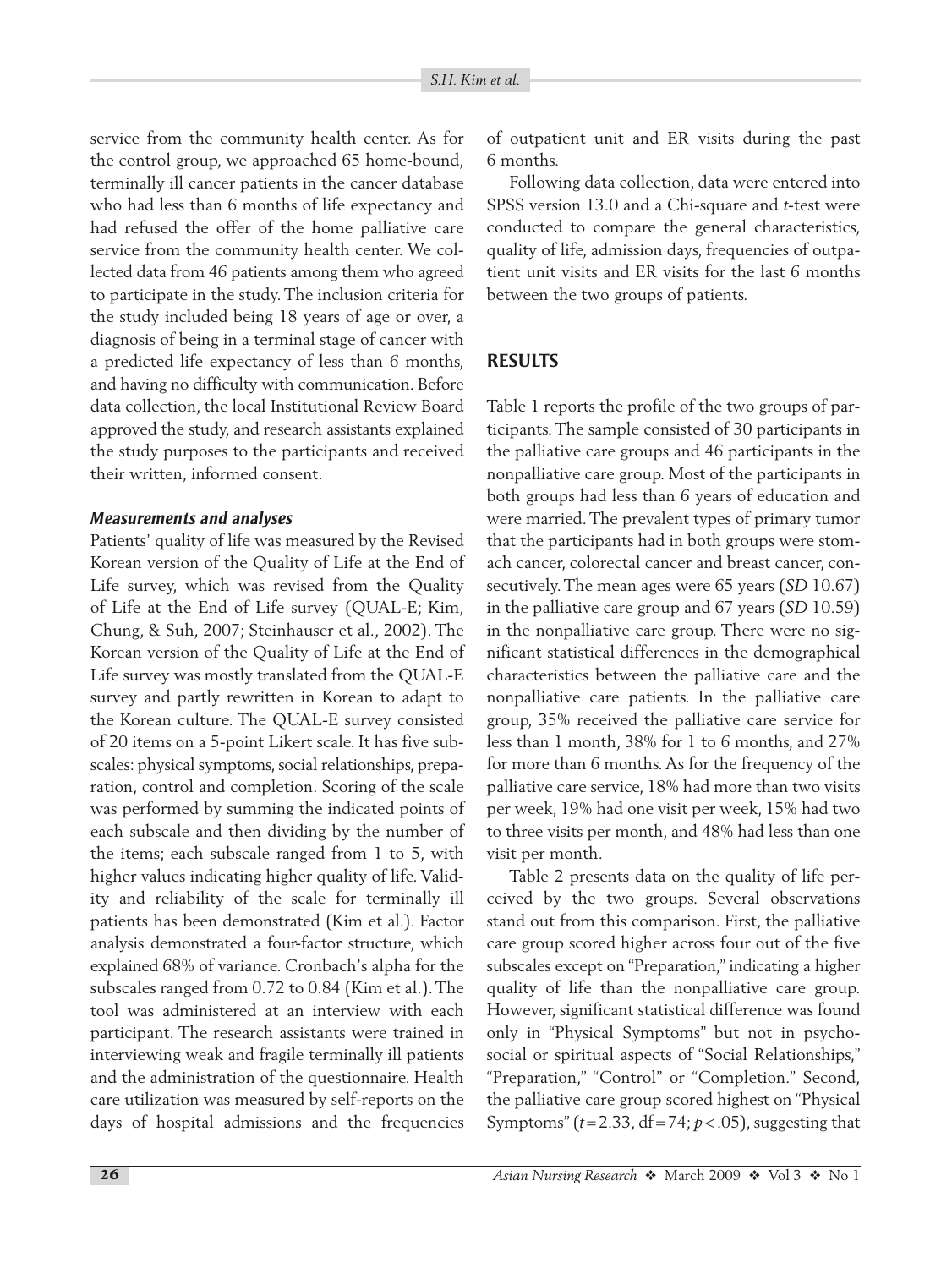service from the community health center. As for the control group, we approached 65 home-bound, terminally ill cancer patients in the cancer database who had less than 6 months of life expectancy and had refused the offer of the home palliative care service from the community health center. We collected data from 46 patients among them who agreed to participate in the study. The inclusion criteria for the study included being 18 years of age or over, a diagnosis of being in a terminal stage of cancer with a predicted life expectancy of less than 6 months, and having no difficulty with communication. Before data collection, the local Institutional Review Board approved the study, and research assistants explained the study purposes to the participants and received their written, informed consent.

### *Measurements and analyses*

Patients' quality of life was measured by the Revised Korean version of the Quality of Life at the End of Life survey, which was revised from the Quality of Life at the End of Life survey (QUAL-E; Kim, Chung, & Suh, 2007; Steinhauser et al., 2002). The Korean version of the Quality of Life at the End of Life survey was mostly translated from the QUAL-E survey and partly rewritten in Korean to adapt to the Korean culture. The QUAL-E survey consisted of 20 items on a 5-point Likert scale. It has five subscales: physical symptoms, social relationships, preparation, control and completion. Scoring of the scale was performed by summing the indicated points of each subscale and then dividing by the number of the items; each subscale ranged from 1 to 5, with higher values indicating higher quality of life. Validity and reliability of the scale for terminally ill patients has been demonstrated (Kim et al.). Factor analysis demonstrated a four-factor structure, which explained 68% of variance. Cronbach's alpha for the subscales ranged from 0.72 to 0.84 (Kim et al.). The tool was administered at an interview with each participant. The research assistants were trained in interviewing weak and fragile terminally ill patients and the administration of the questionnaire. Health care utilization was measured by self-reports on the days of hospital admissions and the frequencies of outpatient unit and ER visits during the past 6 months.

Following data collection, data were entered into SPSS version 13.0 and a Chi-square and *t*-test were conducted to compare the general characteristics, quality of life, admission days, frequencies of outpatient unit visits and ER visits for the last 6 months between the two groups of patients.

## RESULTS

Table 1 reports the profile of the two groups of participants. The sample consisted of 30 participants in the palliative care groups and 46 participants in the nonpalliative care group. Most of the participants in both groups had less than 6 years of education and were married. The prevalent types of primary tumor that the participants had in both groups were stomach cancer, colorectal cancer and breast cancer, consecutively. The mean ages were 65 years (*SD* 10.67) in the palliative care group and 67 years (*SD* 10.59) in the nonpalliative care group. There were no significant statistical differences in the demographical characteristics between the palliative care and the nonpalliative care patients. In the palliative care group, 35% received the palliative care service for less than 1 month, 38% for 1 to 6 months, and 27% for more than 6 months. As for the frequency of the palliative care service, 18% had more than two visits per week, 19% had one visit per week, 15% had two to three visits per month, and 48% had less than one visit per month.

Table 2 presents data on the quality of life perceived by the two groups. Several observations stand out from this comparison. First, the palliative care group scored higher across four out of the five subscales except on "Preparation," indicating a higher quality of life than the nonpalliative care group. However, significant statistical difference was found only in "Physical Symptoms" but not in psychosocial or spiritual aspects of "Social Relationships," "Preparation," "Control" or "Completion." Second, the palliative care group scored highest on "Physical Symptoms" ($t = 2.33$, df $= 74$; $p < .05$), suggesting that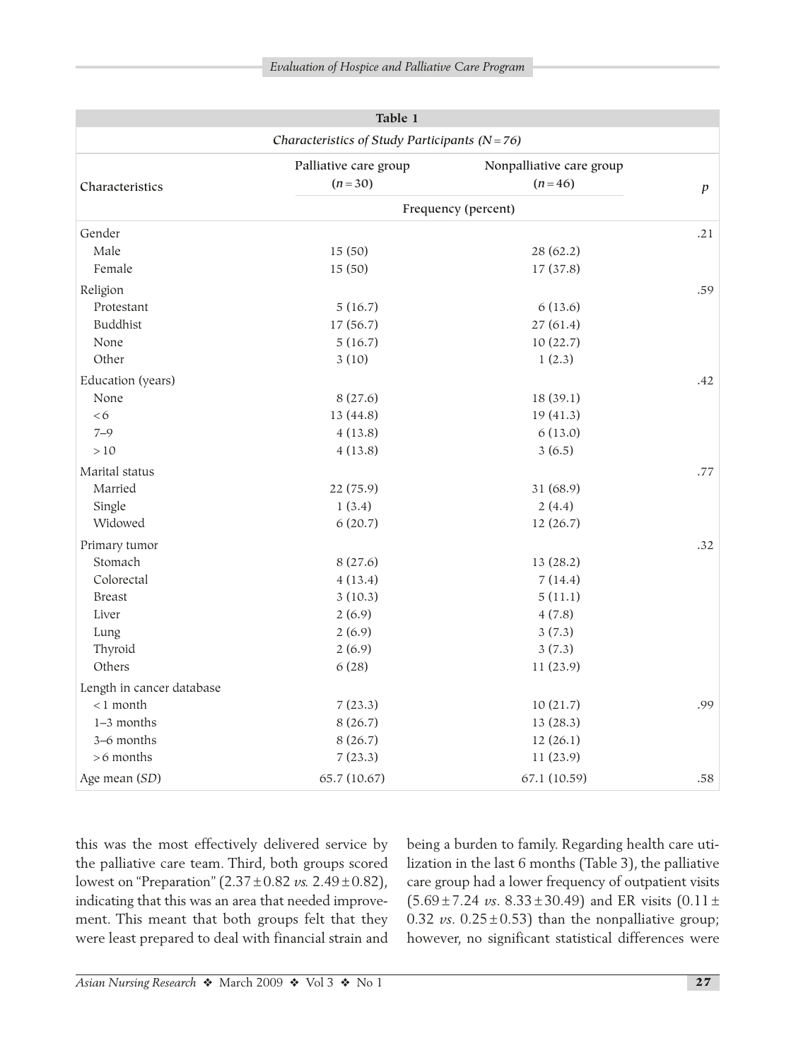**Table 1**

*Characteristics of Study Participants (N = 76)*

| Characteristics | Palliative care group (n = 30) | Nonpalliative care group (n = 46) | p |
|---|---|---|---|
| | Frequency (percent) | | |
| Gender | | | .21 |
| Male | 15 (50) | 28 (62.2) | |
| Female | 15 (50) | 17 (37.8) | |
| Religion | | | .59 |
| Protestant | 5 (16.7) | 6 (13.6) | |
| Buddhist | 17 (56.7) | 27 (61.4) | |
| None | 5 (16.7) | 10 (22.7) | |
| Other | 3 (10) | 1 (2.3) | |
| Education (years) | | | .42 |
| None | 8 (27.6) | 18 (39.1) | |
| < 6 | 13 (44.8) | 19 (41.3) | |
| 7–9 | 4 (13.8) | 6 (13.0) | |
| > 10 | 4 (13.8) | 3 (6.5) | |
| Marital status | | | .77 |
| Married | 22 (75.9) | 31 (68.9) | |
| Single | 1 (3.4) | 2 (4.4) | |
| Widowed | 6 (20.7) | 12 (26.7) | |
| Primary tumor | | | .32 |
| Stomach | 8 (27.6) | 13 (28.2) | |
| Colorectal | 4 (13.4) | 7 (14.4) | |
| Breast | 3 (10.3) | 5 (11.1) | |
| Liver | 2 (6.9) | 4 (7.8) | |
| Lung | 2 (6.9) | 3 (7.3) | |
| Thyroid | 2 (6.9) | 3 (7.3) | |
| Others | 6 (28) | 11 (23.9) | |
| Length in cancer database | | | |
| < 1 month | 7 (23.3) | 10 (21.7) | .99 |
| 1–3 months | 8 (26.7) | 13 (28.3) | |
| 3–6 months | 8 (26.7) | 12 (26.1) | |
| > 6 months | 7 (23.3) | 11 (23.9) | |
| Age mean (SD) | 65.7 (10.67) | 67.1 (10.59) | .58 |

this was the most effectively delivered service by the palliative care team. Third, both groups scored lowest on "Preparation" ($2.37 \pm 0.82$ *vs.* $2.49 \pm 0.82$), indicating that this was an area that needed improvement. This meant that both groups felt that they were least prepared to deal with financial strain and being a burden to family. Regarding health care utilization in the last 6 months (Table 3), the palliative care group had a lower frequency of outpatient visits ($5.69 \pm 7.24$ *vs.* $8.33 \pm 30.49$) and ER visits ($0.11 \pm 0.32$ *vs.* $0.25 \pm 0.53$) than the nonpalliative group; however, no significant statistical differences were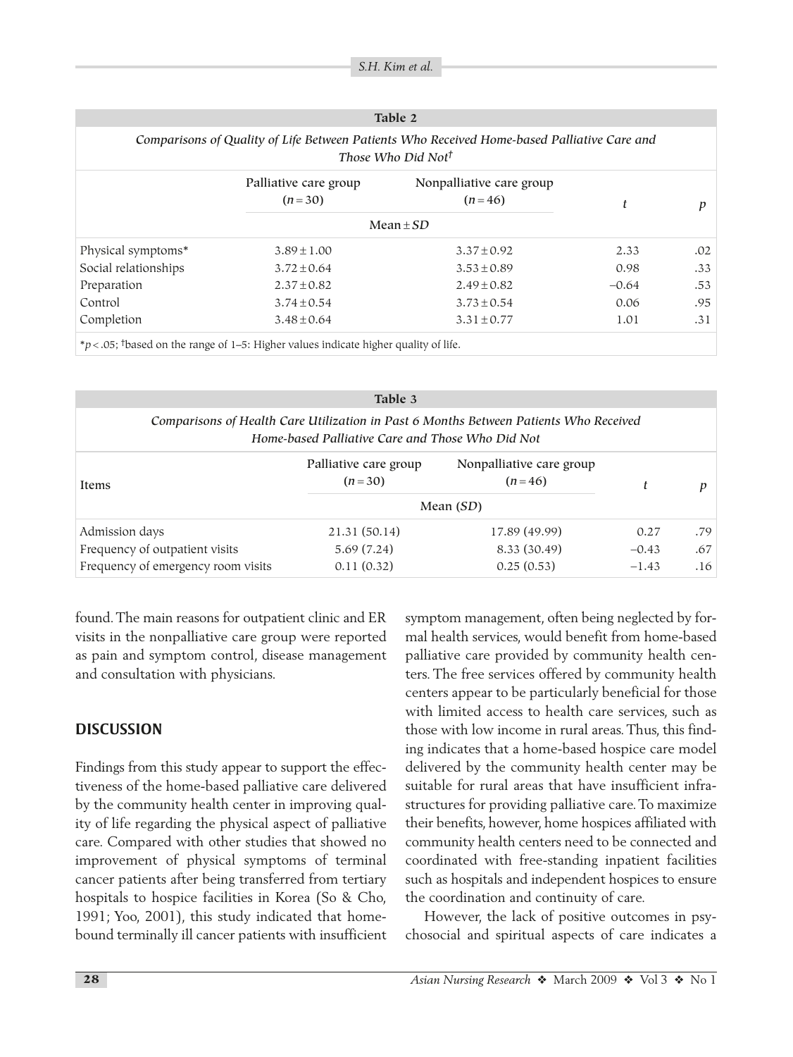**Table 2**

*Comparisons of Quality of Life Between Patients Who Received Home-based Palliative Care and Those Who Did Not*[†]

| | Palliative care group ($n = 30$) | Nonpalliative care group ($n = 46$) | $t$ | $p$ |
|---|---|---|---|---|
| | Mean ± *SD* | | | |
| Physical symptoms* | 3.89 ± 1.00 | 3.37 ± 0.92 | 2.33 | .02 |
| Social relationships | 3.72 ± 0.64 | 3.53 ± 0.89 | 0.98 | .33 |
| Preparation | 2.37 ± 0.82 | 2.49 ± 0.82 | −0.64 | .53 |
| Control | 3.74 ± 0.54 | 3.73 ± 0.54 | 0.06 | .95 |
| Completion | 3.48 ± 0.64 | 3.31 ± 0.77 | 1.01 | .31 |

*$p < .05$; [†]based on the range of 1–5: Higher values indicate higher quality of life.

**Table 3**

*Comparisons of Health Care Utilization in Past 6 Months Between Patients Who Received Home-based Palliative Care and Those Who Did Not*

| Items | Palliative care group ($n = 30$) | Nonpalliative care group ($n = 46$) | $t$ | $p$ |
|---|---|---|---|---|
| | Mean (*SD*) | | | |
| Admission days | 21.31 (50.14) | 17.89 (49.99) | 0.27 | .79 |
| Frequency of outpatient visits | 5.69 (7.24) | 8.33 (30.49) | −0.43 | .67 |
| Frequency of emergency room visits | 0.11 (0.32) | 0.25 (0.53) | −1.43 | .16 |

found. The main reasons for outpatient clinic and ER visits in the nonpalliative care group were reported as pain and symptom control, disease management and consultation with physicians.

## DISCUSSION

Findings from this study appear to support the effectiveness of the home-based palliative care delivered by the community health center in improving quality of life regarding the physical aspect of palliative care. Compared with other studies that showed no improvement of physical symptoms of terminal cancer patients after being transferred from tertiary hospitals to hospice facilities in Korea (So & Cho, 1991; Yoo, 2001), this study indicated that homebound terminally ill cancer patients with insufficient symptom management, often being neglected by formal health services, would benefit from home-based palliative care provided by community health centers. The free services offered by community health centers appear to be particularly beneficial for those with limited access to health care services, such as those with low income in rural areas. Thus, this finding indicates that a home-based hospice care model delivered by the community health center may be suitable for rural areas that have insufficient infrastructures for providing palliative care. To maximize their benefits, however, home hospices affiliated with community health centers need to be connected and coordinated with free-standing inpatient facilities such as hospitals and independent hospices to ensure the coordination and continuity of care.

However, the lack of positive outcomes in psychosocial and spiritual aspects of care indicates a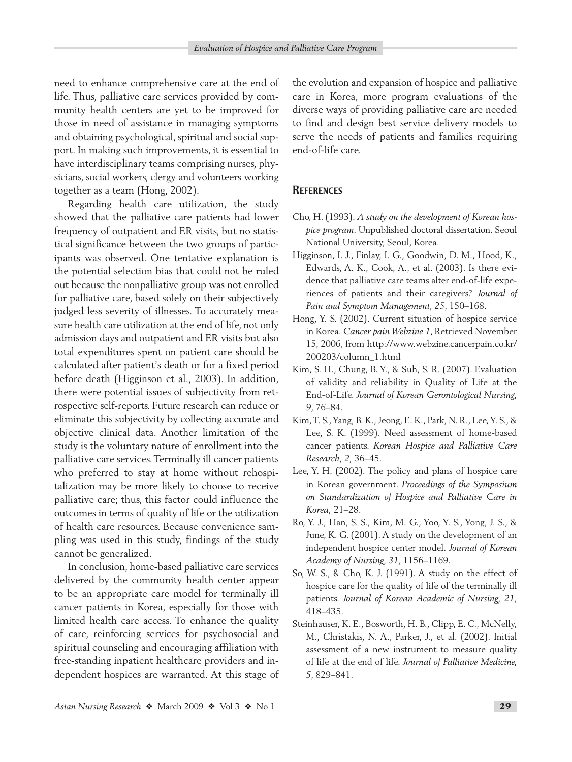need to enhance comprehensive care at the end of life. Thus, palliative care services provided by community health centers are yet to be improved for those in need of assistance in managing symptoms and obtaining psychological, spiritual and social support. In making such improvements, it is essential to have interdisciplinary teams comprising nurses, physicians, social workers, clergy and volunteers working together as a team (Hong, 2002).

Regarding health care utilization, the study showed that the palliative care patients had lower frequency of outpatient and ER visits, but no statistical significance between the two groups of participants was observed. One tentative explanation is the potential selection bias that could not be ruled out because the nonpalliative group was not enrolled for palliative care, based solely on their subjectively judged less severity of illnesses. To accurately measure health care utilization at the end of life, not only admission days and outpatient and ER visits but also total expenditures spent on patient care should be calculated after patient's death or for a fixed period before death (Higginson et al., 2003). In addition, there were potential issues of subjectivity from retrospective self-reports. Future research can reduce or eliminate this subjectivity by collecting accurate and objective clinical data. Another limitation of the study is the voluntary nature of enrollment into the palliative care services. Terminally ill cancer patients who preferred to stay at home without rehospitalization may be more likely to choose to receive palliative care; thus, this factor could influence the outcomes in terms of quality of life or the utilization of health care resources. Because convenience sampling was used in this study, findings of the study cannot be generalized.

In conclusion, home-based palliative care services delivered by the community health center appear to be an appropriate care model for terminally ill cancer patients in Korea, especially for those with limited health care access. To enhance the quality of care, reinforcing services for psychosocial and spiritual counseling and encouraging affiliation with free-standing inpatient healthcare providers and independent hospices are warranted. At this stage of the evolution and expansion of hospice and palliative care in Korea, more program evaluations of the diverse ways of providing palliative care are needed to find and design best service delivery models to serve the needs of patients and families requiring end-of-life care.

## References

Cho, H. (1993). *A study on the development of Korean hospice program*. Unpublished doctoral dissertation. Seoul National University, Seoul, Korea.

Higginson, I. J., Finlay, I. G., Goodwin, D. M., Hood, K., Edwards, A. K., Cook, A., et al. (2003). Is there evidence that palliative care teams alter end-of-life experiences of patients and their caregivers? *Journal of Pain and Symptom Management*, *25*, 150–168.

Hong, Y. S. (2002). Current situation of hospice service in Korea. *Cancer pain Webzine 1*, Retrieved November 15, 2006, from http://www.webzine.cancerpain.co.kr/200203/column_1.html

Kim, S. H., Chung, B. Y., & Suh, S. R. (2007). Evaluation of validity and reliability in Quality of Life at the End-of-Life. *Journal of Korean Gerontological Nursing*, *9*, 76–84.

Kim, T. S., Yang, B. K., Jeong, E. K., Park, N. R., Lee, Y. S., & Lee, S. K. (1999). Need assessment of home-based cancer patients. *Korean Hospice and Palliative Care Research*, *2*, 36–45.

Lee, Y. H. (2002). The policy and plans of hospice care in Korean government. *Proceedings of the Symposium on Standardization of Hospice and Palliative Care in Korea*, 21–28.

Ro, Y. J., Han, S. S., Kim, M. G., Yoo, Y. S., Yong, J. S., & June, K. G. (2001). A study on the development of an independent hospice center model. *Journal of Korean Academy of Nursing*, *31*, 1156–1169.

So, W. S., & Cho, K. J. (1991). A study on the effect of hospice care for the quality of life of the terminally ill patients. *Journal of Korean Academic of Nursing*, *21*, 418–435.

Steinhauser, K. E., Bosworth, H. B., Clipp, E. C., McNelly, M., Christakis, N. A., Parker, J., et al. (2002). Initial assessment of a new instrument to measure quality of life at the end of life. *Journal of Palliative Medicine*, *5*, 829–841.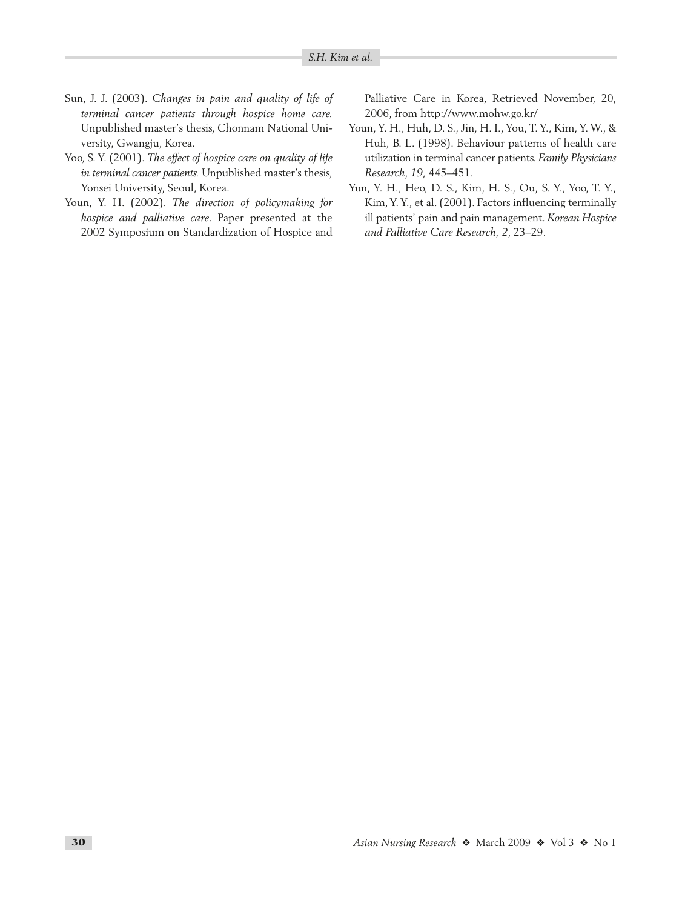Sun, J. J. (2003). *Changes in pain and quality of life of terminal cancer patients through hospice home care.* Unpublished master's thesis, Chonnam National University, Gwangju, Korea.

Yoo, S. Y. (2001). *The effect of hospice care on quality of life in terminal cancer patients.* Unpublished master's thesis, Yonsei University, Seoul, Korea.

Youn, Y. H. (2002). *The direction of policymaking for hospice and palliative care*. Paper presented at the 2002 Symposium on Standardization of Hospice and Palliative Care in Korea, Retrieved November, 20, 2006, from http://www.mohw.go.kr/

Youn, Y. H., Huh, D. S., Jin, H. I., You, T. Y., Kim, Y. W., & Huh, B. L. (1998). Behaviour patterns of health care utilization in terminal cancer patients. *Family Physicians Research*, *19*, 445–451.

Yun, Y. H., Heo, D. S., Kim, H. S., Ou, S. Y., Yoo, T. Y., Kim, Y. Y., et al. (2001). Factors influencing terminally ill patients' pain and pain management. *Korean Hospice and Palliative Care Research*, *2*, 23–29.